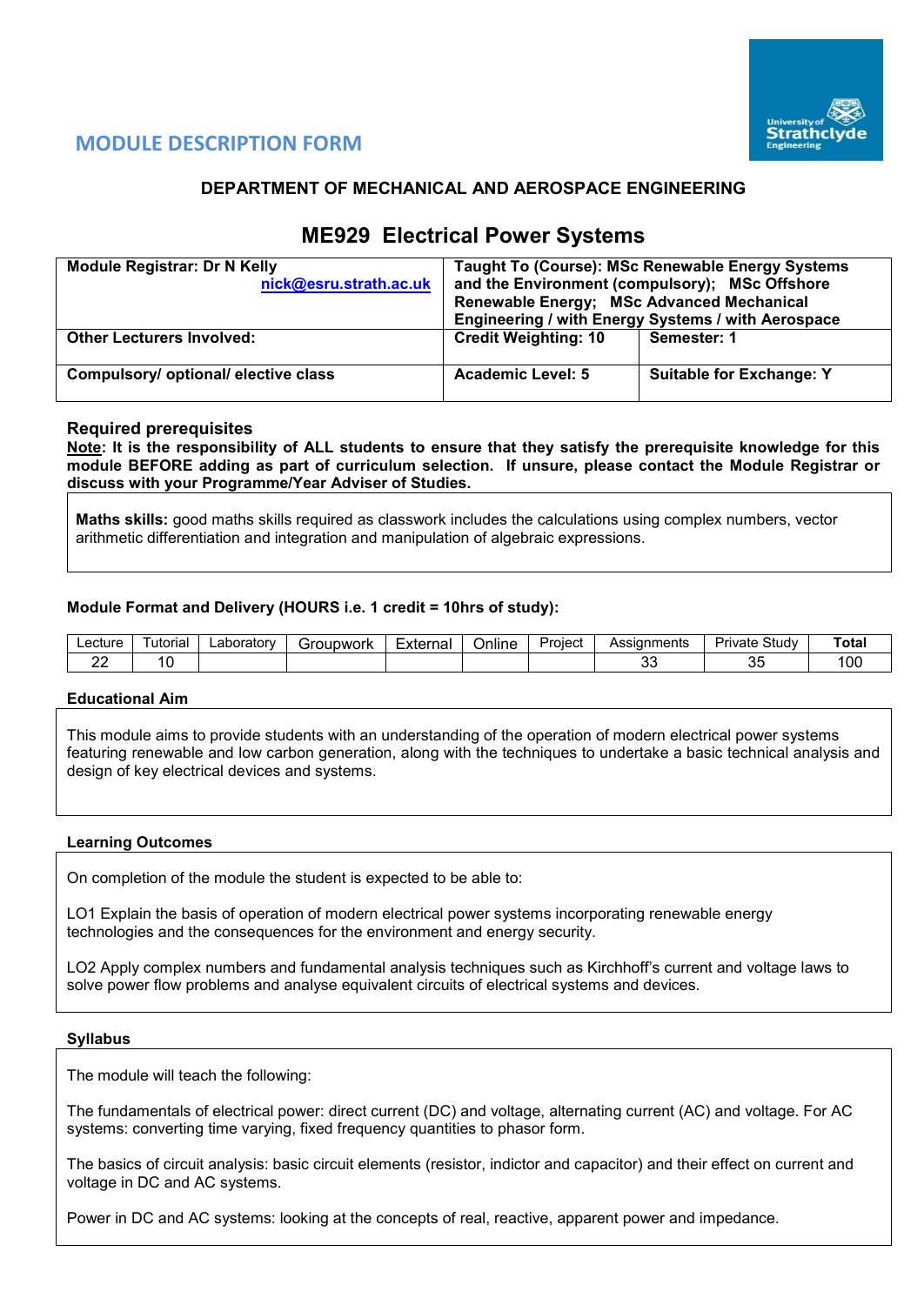# MODULE DESCRIPTION FORM

## DEPARTMENT OF MECHANICAL AND AEROSPACE ENGINEERING

## ME929 Electrical Power Systems

| **Module Registrar: Dr N Kelly** nick@esru.strath.ac.uk | **Taught To (Course): MSc Renewable Energy Systems and the Environment (compulsory); MSc Offshore Renewable Energy; MSc Advanced Mechanical Engineering / with Energy Systems / with Aerospace** | |
|---|---|---|
| **Other Lecturers Involved:** | **Credit Weighting: 10** | **Semester: 1** |
| **Compulsory/ optional/ elective class** | **Academic Level: 5** | **Suitable for Exchange: Y** |

### Required prerequisites

**Note: It is the responsibility of ALL students to ensure that they satisfy the prerequisite knowledge for this module BEFORE adding as part of curriculum selection. If unsure, please contact the Module Registrar or discuss with your Programme/Year Adviser of Studies.**

**Maths skills:** good maths skills required as classwork includes the calculations using complex numbers, vector arithmetic differentiation and integration and manipulation of algebraic expressions.

### Module Format and Delivery (HOURS i.e. 1 credit = 10hrs of study):

| Lecture | Tutorial | Laboratory | Groupwork | External | Online | Project | Assignments | Private Study | **Total** |
|---|---|---|---|---|---|---|---|---|---|
| 22 | 10 | | | | | | 33 | 35 | 100 |

### Educational Aim

This module aims to provide students with an understanding of the operation of modern electrical power systems featuring renewable and low carbon generation, along with the techniques to undertake a basic technical analysis and design of key electrical devices and systems.

### Learning Outcomes

On completion of the module the student is expected to be able to:

LO1 Explain the basis of operation of modern electrical power systems incorporating renewable energy technologies and the consequences for the environment and energy security.

LO2 Apply complex numbers and fundamental analysis techniques such as Kirchhoff's current and voltage laws to solve power flow problems and analyse equivalent circuits of electrical systems and devices.

### Syllabus

The module will teach the following:

The fundamentals of electrical power: direct current (DC) and voltage, alternating current (AC) and voltage. For AC systems: converting time varying, fixed frequency quantities to phasor form.

The basics of circuit analysis: basic circuit elements (resistor, indictor and capacitor) and their effect on current and voltage in DC and AC systems.

Power in DC and AC systems: looking at the concepts of real, reactive, apparent power and impedance.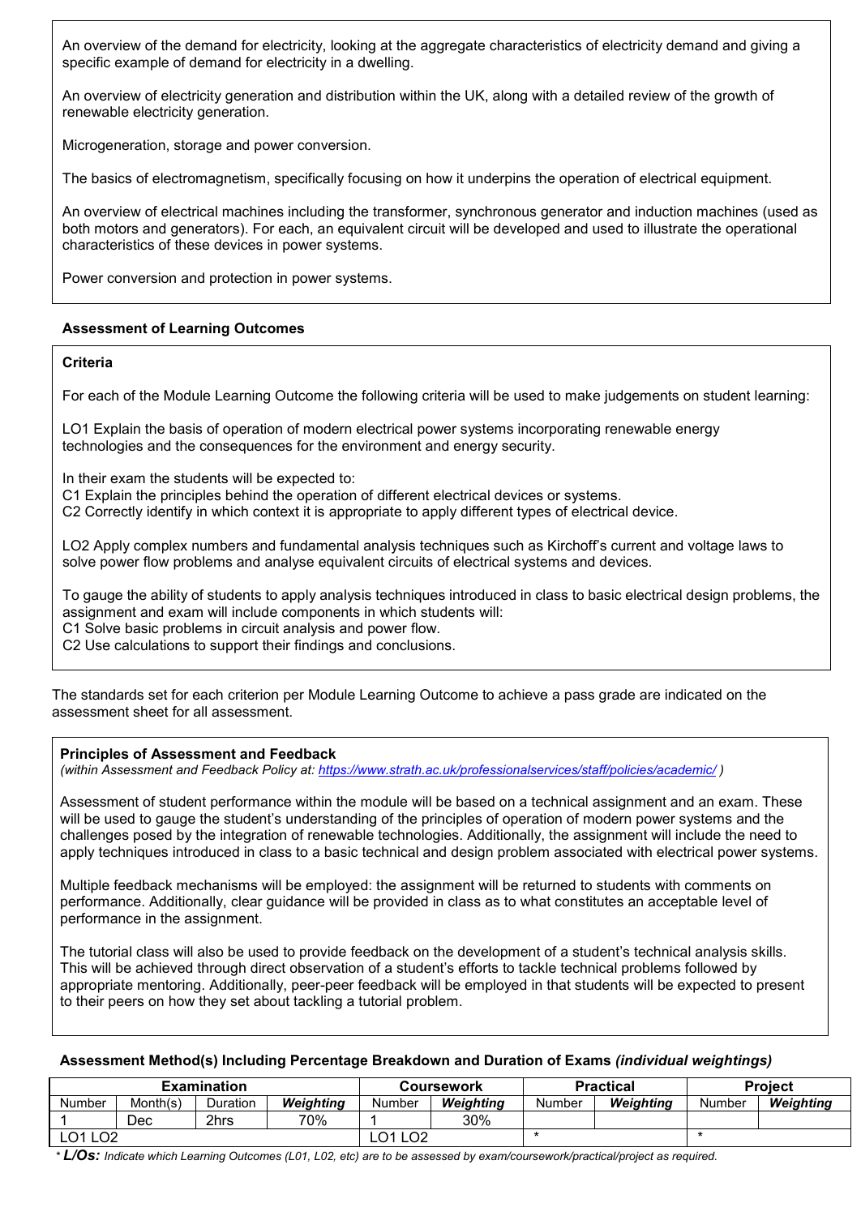An overview of the demand for electricity, looking at the aggregate characteristics of electricity demand and giving a specific example of demand for electricity in a dwelling.

An overview of electricity generation and distribution within the UK, along with a detailed review of the growth of renewable electricity generation.

Microgeneration, storage and power conversion.

The basics of electromagnetism, specifically focusing on how it underpins the operation of electrical equipment.

An overview of electrical machines including the transformer, synchronous generator and induction machines (used as both motors and generators). For each, an equivalent circuit will be developed and used to illustrate the operational characteristics of these devices in power systems.

Power conversion and protection in power systems.

### Assessment of Learning Outcomes

**Criteria**

For each of the Module Learning Outcome the following criteria will be used to make judgements on student learning:

LO1 Explain the basis of operation of modern electrical power systems incorporating renewable energy technologies and the consequences for the environment and energy security.

In their exam the students will be expected to:
C1 Explain the principles behind the operation of different electrical devices or systems.
C2 Correctly identify in which context it is appropriate to apply different types of electrical device.

LO2 Apply complex numbers and fundamental analysis techniques such as Kirchoff's current and voltage laws to solve power flow problems and analyse equivalent circuits of electrical systems and devices.

To gauge the ability of students to apply analysis techniques introduced in class to basic electrical design problems, the assignment and exam will include components in which students will:
C1 Solve basic problems in circuit analysis and power flow.
C2 Use calculations to support their findings and conclusions.

The standards set for each criterion per Module Learning Outcome to achieve a pass grade are indicated on the assessment sheet for all assessment.

**Principles of Assessment and Feedback**
*(within Assessment and Feedback Policy at: https://www.strath.ac.uk/professionalservices/staff/policies/academic/ )*

Assessment of student performance within the module will be based on a technical assignment and an exam. These will be used to gauge the student's understanding of the principles of operation of modern power systems and the challenges posed by the integration of renewable technologies. Additionally, the assignment will include the need to apply techniques introduced in class to a basic technical and design problem associated with electrical power systems.

Multiple feedback mechanisms will be employed: the assignment will be returned to students with comments on performance. Additionally, clear guidance will be provided in class as to what constitutes an acceptable level of performance in the assignment.

The tutorial class will also be used to provide feedback on the development of a student's technical analysis skills. This will be achieved through direct observation of a student's efforts to tackle technical problems followed by appropriate mentoring. Additionally, peer-peer feedback will be employed in that students will be expected to present to their peers on how they set about tackling a tutorial problem.

**Assessment Method(s) Including Percentage Breakdown and Duration of Exams *(individual weightings)***

| Examination | | | | Coursework | | Practical | | Project | |
|---|---|---|---|---|---|---|---|---|---|
| Number | Month(s) | Duration | ***Weighting*** | Number | ***Weighting*** | Number | ***Weighting*** | Number | ***Weighting*** |
| 1 | Dec | 2hrs | 70% | 1 | 30% | | | | |
| LO1 LO2 | | | | LO1 LO2 | | * | | * | |

\* ***L/Os:*** *Indicate which Learning Outcomes (L01, L02, etc) are to be assessed by exam/coursework/practical/project as required.*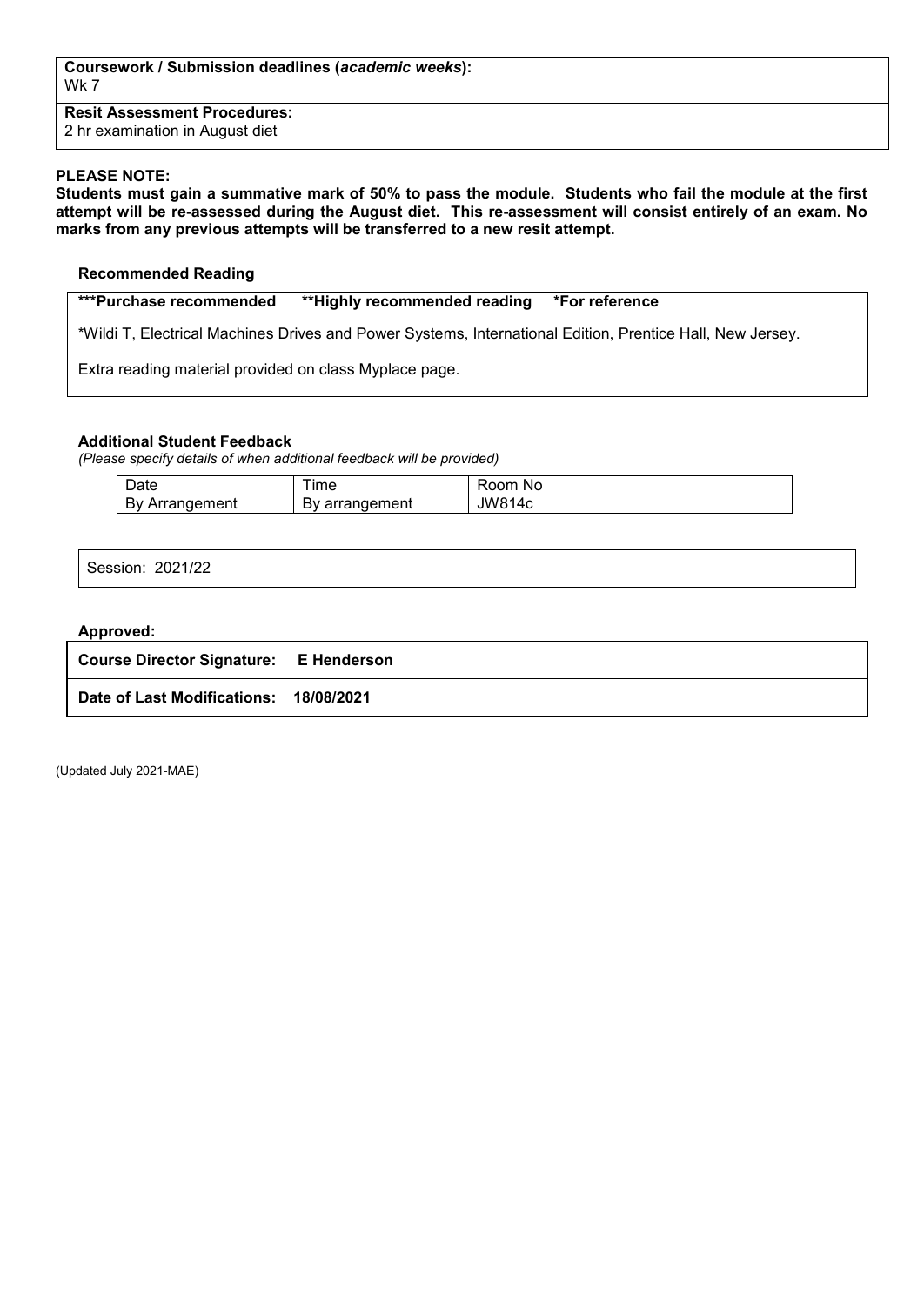**Coursework / Submission deadlines (*academic weeks*):**
Wk 7

**Resit Assessment Procedures:**
2 hr examination in August diet

**PLEASE NOTE:**
**Students must gain a summative mark of 50% to pass the module. Students who fail the module at the first attempt will be re-assessed during the August diet. This re-assessment will consist entirely of an exam. No marks from any previous attempts will be transferred to a new resit attempt.**

**Recommended Reading**

**\*\*\*Purchase recommended &nbsp;&nbsp; \*\*Highly recommended reading &nbsp;&nbsp; \*For reference**

*Wildi T, Electrical Machines Drives and Power Systems, International Edition, Prentice Hall, New Jersey.

Extra reading material provided on class Myplace page.

**Additional Student Feedback**
*(Please specify details of when additional feedback will be provided)*

| Date | Time | Room No |
|---|---|---|
| By Arrangement | By arrangement | JW814c |

Session: 2021/22

**Approved:**

**Course Director Signature: E Henderson**

**Date of Last Modifications: 18/08/2021**

(Updated July 2021-MAE)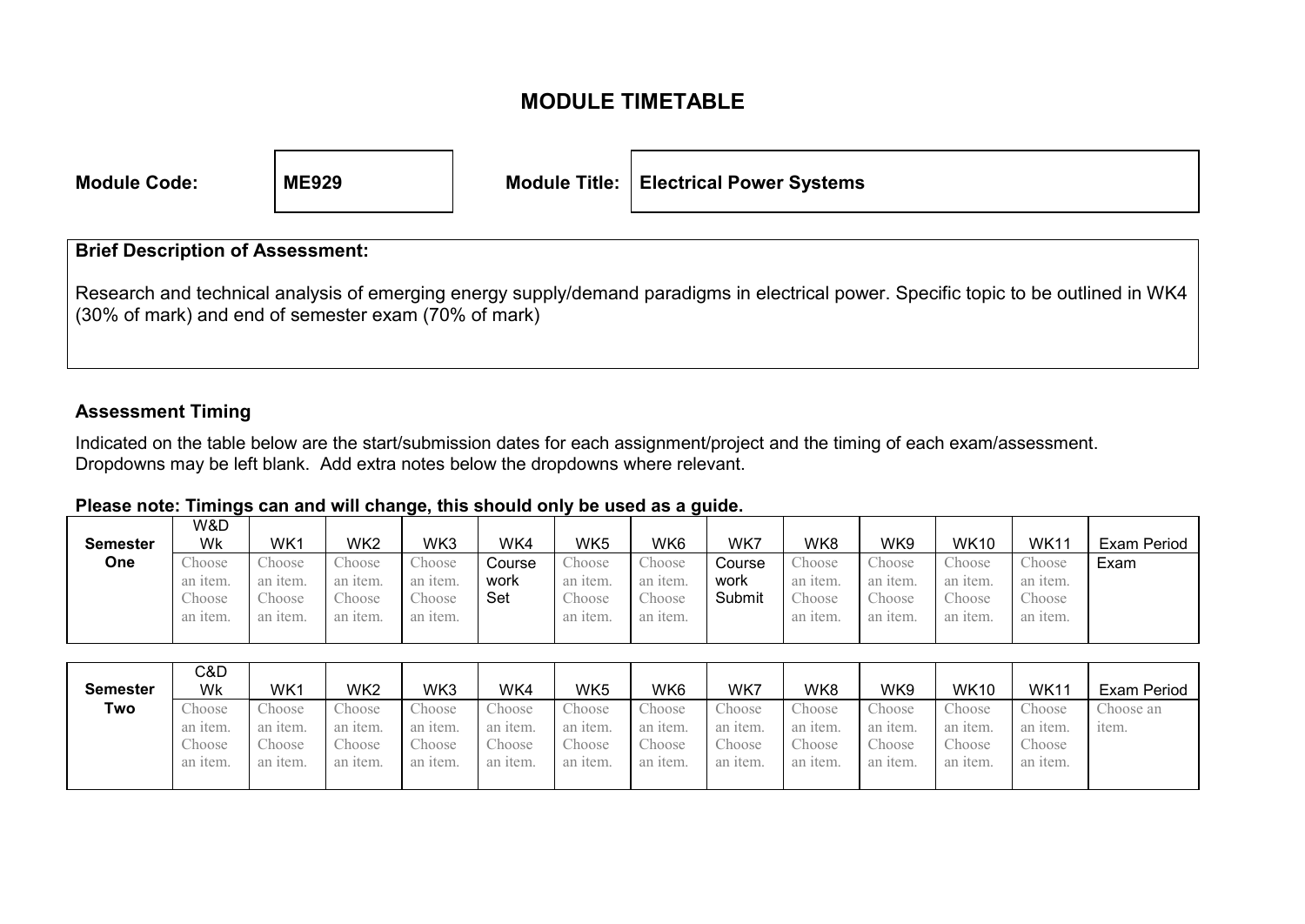# MODULE TIMETABLE

**Module Code:** **ME929** **Module Title:** **Electrical Power Systems**

**Brief Description of Assessment:**

Research and technical analysis of emerging energy supply/demand paradigms in electrical power. Specific topic to be outlined in WK4 (30% of mark) and end of semester exam (70% of mark)

### Assessment Timing

Indicated on the table below are the start/submission dates for each assignment/project and the timing of each exam/assessment. Dropdowns may be left blank. Add extra notes below the dropdowns where relevant.

**Please note: Timings can and will change, this should only be used as a guide.**

| Semester One | W&D Wk | WK1 | WK2 | WK3 | WK4 | WK5 | WK6 | WK7 | WK8 | WK9 | WK10 | WK11 | Exam Period |
|---|---|---|---|---|---|---|---|---|---|---|---|---|---|
| | Choose an item. Choose an item. | Choose an item. Choose an item. | Choose an item. Choose an item. | Choose an item. Choose an item. | Course work Set | Choose an item. Choose an item. | Choose an item. Choose an item. | Course work Submit | Choose an item. Choose an item. | Choose an item. Choose an item. | Choose an item. Choose an item. | Choose an item. Choose an item. | Exam |

| Semester Two | C&D Wk | WK1 | WK2 | WK3 | WK4 | WK5 | WK6 | WK7 | WK8 | WK9 | WK10 | WK11 | Exam Period |
|---|---|---|---|---|---|---|---|---|---|---|---|---|---|
| | Choose an item. Choose an item. | Choose an item. Choose an item. | Choose an item. Choose an item. | Choose an item. Choose an item. | Choose an item. Choose an item. | Choose an item. Choose an item. | Choose an item. Choose an item. | Choose an item. Choose an item. | Choose an item. Choose an item. | Choose an item. Choose an item. | Choose an item. Choose an item. | Choose an item. Choose an item. | Choose an item. |